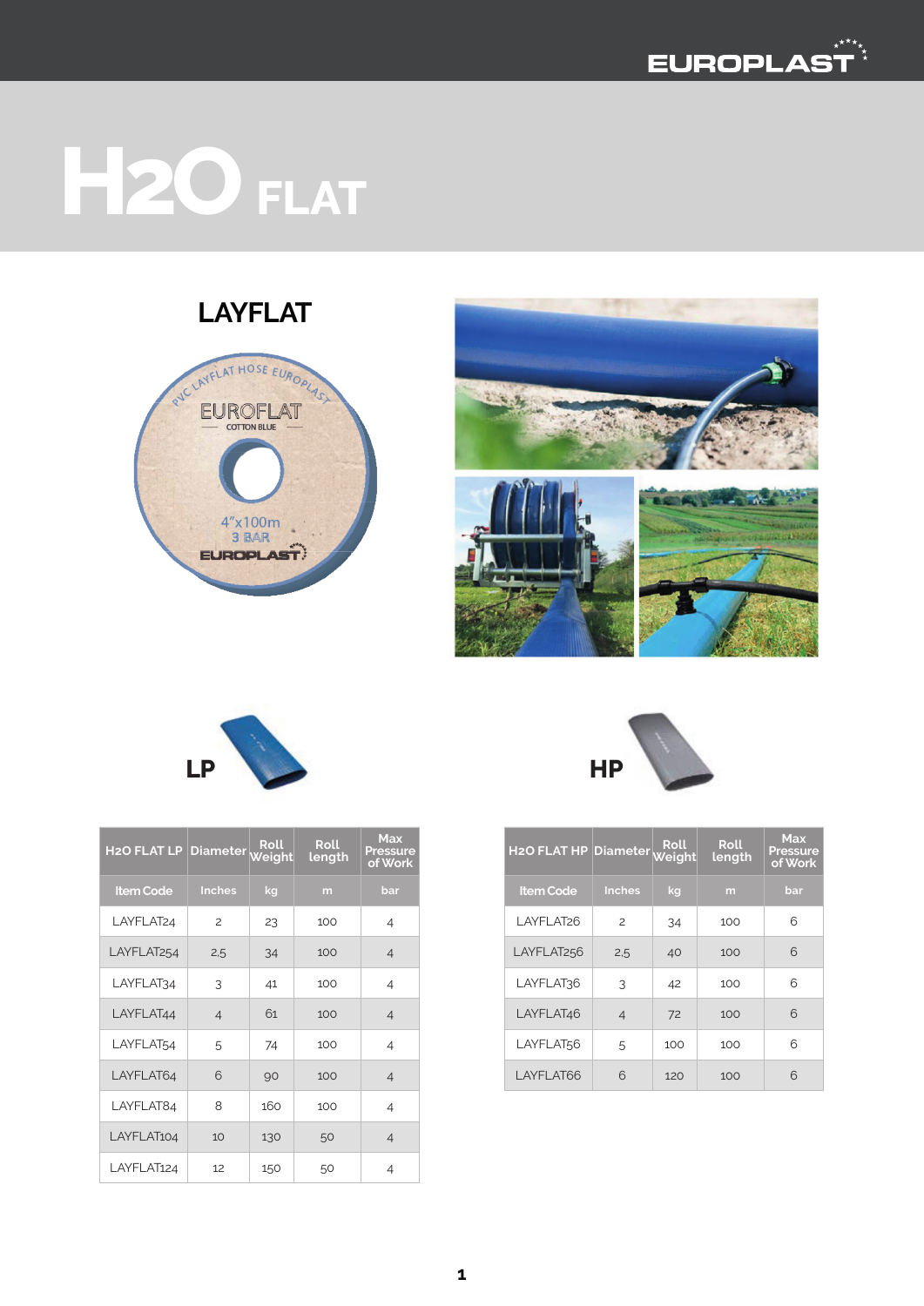# H2O FLAT

## LAYFLAT

### LP

| H2O FLAT LP | Diameter | Roll Weight | Roll length | Max Pressure of Work |
|---|---|---|---|---|
| Item Code | Inches | kg | m | bar |
| LAYFLAT24 | 2 | 23 | 100 | 4 |
| LAYFLAT254 | 2,5 | 34 | 100 | 4 |
| LAYFLAT34 | 3 | 41 | 100 | 4 |
| LAYFLAT44 | 4 | 61 | 100 | 4 |
| LAYFLAT54 | 5 | 74 | 100 | 4 |
| LAYFLAT64 | 6 | 90 | 100 | 4 |
| LAYFLAT84 | 8 | 160 | 100 | 4 |
| LAYFLAT104 | 10 | 130 | 50 | 4 |
| LAYFLAT124 | 12 | 150 | 50 | 4 |

### HP

| H2O FLAT HP | Diameter | Roll Weight | Roll length | Max Pressure of Work |
|---|---|---|---|---|
| Item Code | Inches | kg | m | bar |
| LAYFLAT26 | 2 | 34 | 100 | 6 |
| LAYFLAT256 | 2,5 | 40 | 100 | 6 |
| LAYFLAT36 | 3 | 42 | 100 | 6 |
| LAYFLAT46 | 4 | 72 | 100 | 6 |
| LAYFLAT56 | 5 | 100 | 100 | 6 |
| LAYFLAT66 | 6 | 120 | 100 | 6 |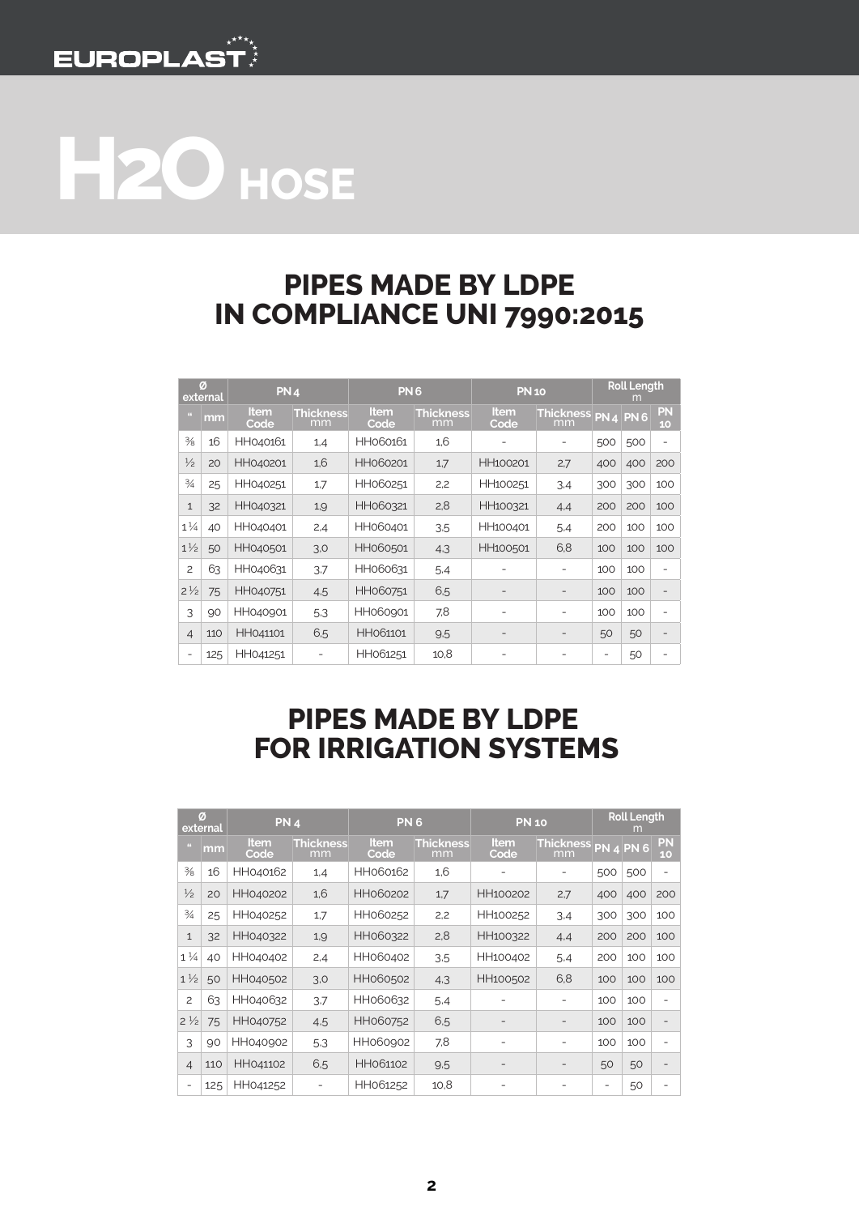EUROPLAST

# H2O HOSE

## PIPES MADE BY LDPE IN COMPLIANCE UNI 7990:2015

| Ø external | | PN 4 | | PN 6 | | PN 10 | | Roll Length m | | |
|---|---|---|---|---|---|---|---|---|---|---|
| " | mm | Item Code | Thickness mm | Item Code | Thickness mm | Item Code | Thickness mm | PN 4 | PN 6 | PN 10 |
| ⅜ | 16 | HH040161 | 1,4 | HH060161 | 1,6 | - | - | 500 | 500 | - |
| ½ | 20 | HH040201 | 1,6 | HH060201 | 1,7 | HH100201 | 2,7 | 400 | 400 | 200 |
| ¾ | 25 | HH040251 | 1,7 | HH060251 | 2,2 | HH100251 | 3,4 | 300 | 300 | 100 |
| 1 | 32 | HH040321 | 1,9 | HH060321 | 2,8 | HH100321 | 4,4 | 200 | 200 | 100 |
| 1 ¼ | 40 | HH040401 | 2,4 | HH060401 | 3,5 | HH100401 | 5,4 | 200 | 100 | 100 |
| 1 ½ | 50 | HH040501 | 3,0 | HH060501 | 4,3 | HH100501 | 6,8 | 100 | 100 | 100 |
| 2 | 63 | HH040631 | 3,7 | HH060631 | 5,4 | - | - | 100 | 100 | - |
| 2 ½ | 75 | HH040751 | 4,5 | HH060751 | 6,5 | - | - | 100 | 100 | - |
| 3 | 90 | HH040901 | 5,3 | HH060901 | 7,8 | - | - | 100 | 100 | - |
| 4 | 110 | HH041101 | 6,5 | HH061101 | 9,5 | - | - | 50 | 50 | - |
| - | 125 | HH041251 | - | HH061251 | 10,8 | - | - | - | 50 | - |

## PIPES MADE BY LDPE FOR IRRIGATION SYSTEMS

| Ø external | | PN 4 | | PN 6 | | PN 10 | | Roll Length m | | |
|---|---|---|---|---|---|---|---|---|---|---|
| " | mm | Item Code | Thickness mm | Item Code | Thickness mm | Item Code | Thickness mm | PN 4 | PN 6 | PN 10 |
| ⅜ | 16 | HH040162 | 1,4 | HH060162 | 1,6 | - | - | 500 | 500 | - |
| ½ | 20 | HH040202 | 1,6 | HH060202 | 1,7 | HH100202 | 2,7 | 400 | 400 | 200 |
| ¾ | 25 | HH040252 | 1,7 | HH060252 | 2,2 | HH100252 | 3,4 | 300 | 300 | 100 |
| 1 | 32 | HH040322 | 1,9 | HH060322 | 2,8 | HH100322 | 4,4 | 200 | 200 | 100 |
| 1 ¼ | 40 | HH040402 | 2,4 | HH060402 | 3,5 | HH100402 | 5,4 | 200 | 100 | 100 |
| 1 ½ | 50 | HH040502 | 3,0 | HH060502 | 4,3 | HH100502 | 6,8 | 100 | 100 | 100 |
| 2 | 63 | HH040632 | 3,7 | HH060632 | 5,4 | - | - | 100 | 100 | - |
| 2 ½ | 75 | HH040752 | 4,5 | HH060752 | 6,5 | - | - | 100 | 100 | - |
| 3 | 90 | HH040902 | 5,3 | HH060902 | 7,8 | - | - | 100 | 100 | - |
| 4 | 110 | HH041102 | 6,5 | HH061102 | 9,5 | - | - | 50 | 50 | - |
| - | 125 | HH041252 | - | HH061252 | 10,8 | - | - | - | 50 | - |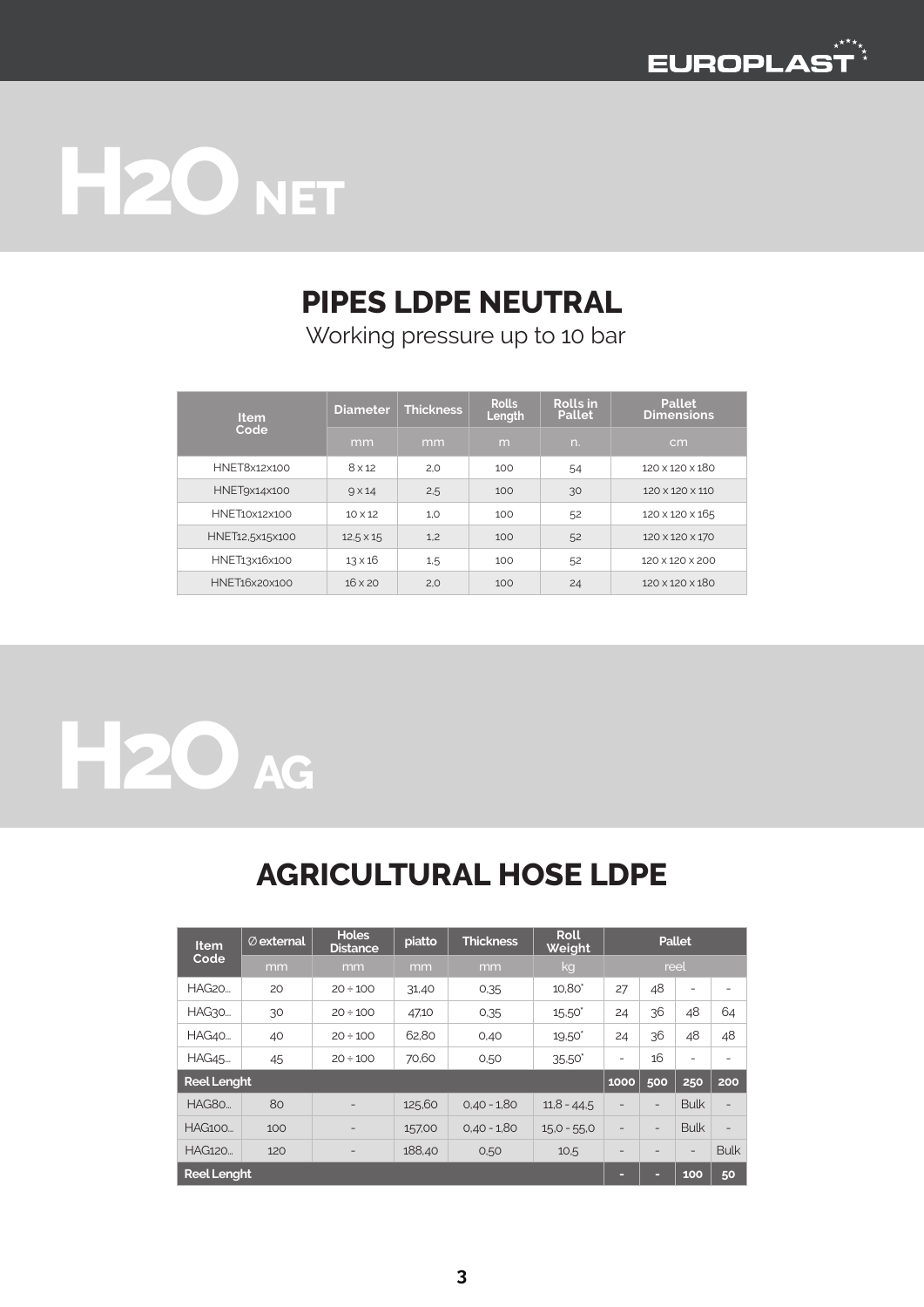EUROPLAST

# H2O NET

## PIPES LDPE NEUTRAL

Working pressure up to 10 bar

| Item Code | Diameter | Thickness | Rolls Length | Rolls in Pallet | Pallet Dimensions |
|---|---|---|---|---|---|
| | mm | mm | m | n. | cm |
| HNET8x12x100 | 8 x 12 | 2,0 | 100 | 54 | 120 x 120 x 180 |
| HNET9x14x100 | 9 x 14 | 2,5 | 100 | 30 | 120 x 120 x 110 |
| HNET10x12x100 | 10 x 12 | 1,0 | 100 | 52 | 120 x 120 x 165 |
| HNET12,5x15x100 | 12,5 x 15 | 1,2 | 100 | 52 | 120 x 120 x 170 |
| HNET13x16x100 | 13 x 16 | 1,5 | 100 | 52 | 120 x 120 x 200 |
| HNET16x20x100 | 16 x 20 | 2,0 | 100 | 24 | 120 x 120 x 180 |

# H2O AG

## AGRICULTURAL HOSE LDPE

| Item Code | ∅ external | Holes Distance | piatto | Thickness | Roll Weight | Pallet | | | |
|---|---|---|---|---|---|---|---|---|---|
| | mm | mm | mm | mm | kg | reel | | | |
| HAG20... | 20 | 20 ÷ 100 | 31,40 | 0,35 | 10,80* | 27 | 48 | - | - |
| HAG30... | 30 | 20 ÷ 100 | 47,10 | 0,35 | 15,50* | 24 | 36 | 48 | 64 |
| HAG40... | 40 | 20 ÷ 100 | 62,80 | 0,40 | 19,50* | 24 | 36 | 48 | 48 |
| HAG45... | 45 | 20 ÷ 100 | 70,60 | 0,50 | 35,50* | - | 16 | - | - |
| **Reel Lenght** | | | | | | **1000** | **500** | **250** | **200** |
| HAG80... | 80 | - | 125,60 | 0,40 - 1,80 | 11,8 - 44,5 | - | - | Bulk | - |
| HAG100... | 100 | - | 157,00 | 0,40 - 1,80 | 15,0 - 55,0 | - | - | Bulk | - |
| HAG120... | 120 | - | 188,40 | 0,50 | 10,5 | - | - | - | Bulk |
| **Reel Lenght** | | | | | | **-** | **-** | **100** | **50** |